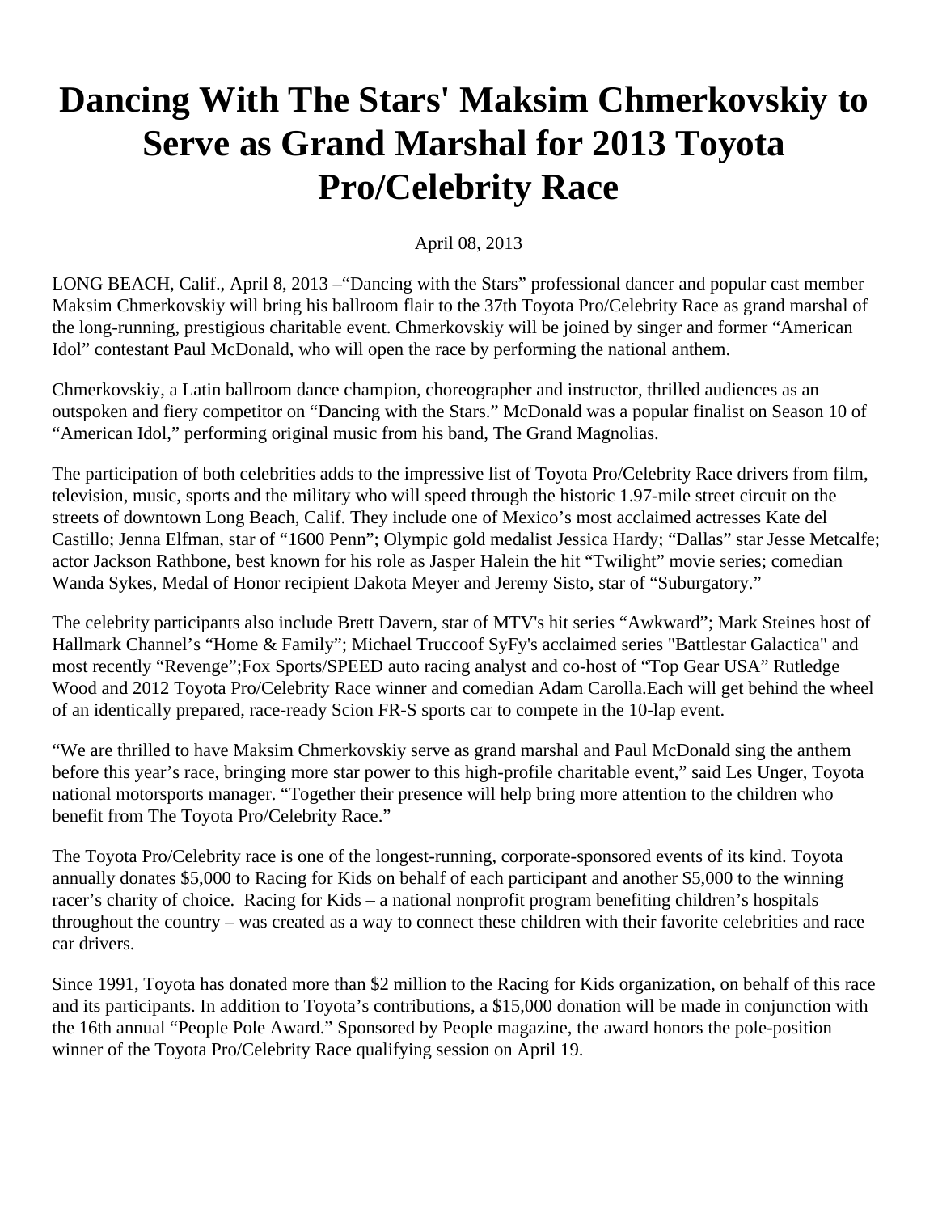# Dancing With The Stars' Maksim Chmerkovskiy to Serve as Grand Marshal for 2013 Toyota Pro/Celebrity Race

April 08, 2013

LONG BEACH, Calif., April 8, 2013 –"Dancing with the Stars" professional dancer and popular cast member Maksim Chmerkovskiy will bring his ballroom flair to the 37th Toyota Pro/Celebrity Race as grand marshal of the long-running, prestigious charitable event. Chmerkovskiy will be joined by singer and former "American Idol" contestant Paul McDonald, who will open the race by performing the national anthem.

Chmerkovskiy, a Latin ballroom dance champion, choreographer and instructor, thrilled audiences as an outspoken and fiery competitor on "Dancing with the Stars." McDonald was a popular finalist on Season 10 of "American Idol," performing original music from his band, The Grand Magnolias.

The participation of both celebrities adds to the impressive list of Toyota Pro/Celebrity Race drivers from film, television, music, sports and the military who will speed through the historic 1.97-mile street circuit on the streets of downtown Long Beach, Calif. They include one of Mexico's most acclaimed actresses Kate del Castillo; Jenna Elfman, star of "1600 Penn"; Olympic gold medalist Jessica Hardy; "Dallas" star Jesse Metcalfe; actor Jackson Rathbone, best known for his role as Jasper Halein the hit "Twilight" movie series; comedian Wanda Sykes, Medal of Honor recipient Dakota Meyer and Jeremy Sisto, star of "Suburgatory."

The celebrity participants also include Brett Davern, star of MTV's hit series "Awkward"; Mark Steines host of Hallmark Channel's "Home & Family"; Michael Truccoof SyFy's acclaimed series "Battlestar Galactica" and most recently "Revenge";Fox Sports/SPEED auto racing analyst and co-host of "Top Gear USA" Rutledge Wood and 2012 Toyota Pro/Celebrity Race winner and comedian Adam Carolla.Each will get behind the wheel of an identically prepared, race-ready Scion FR-S sports car to compete in the 10-lap event.

"We are thrilled to have Maksim Chmerkovskiy serve as grand marshal and Paul McDonald sing the anthem before this year's race, bringing more star power to this high-profile charitable event," said Les Unger, Toyota national motorsports manager. "Together their presence will help bring more attention to the children who benefit from The Toyota Pro/Celebrity Race."

The Toyota Pro/Celebrity race is one of the longest-running, corporate-sponsored events of its kind. Toyota annually donates $5,000 to Racing for Kids on behalf of each participant and another $5,000 to the winning racer's charity of choice. Racing for Kids – a national nonprofit program benefiting children's hospitals throughout the country – was created as a way to connect these children with their favorite celebrities and race car drivers.

Since 1991, Toyota has donated more than $2 million to the Racing for Kids organization, on behalf of this race and its participants. In addition to Toyota's contributions, a $15,000 donation will be made in conjunction with the 16th annual "People Pole Award." Sponsored by People magazine, the award honors the pole-position winner of the Toyota Pro/Celebrity Race qualifying session on April 19.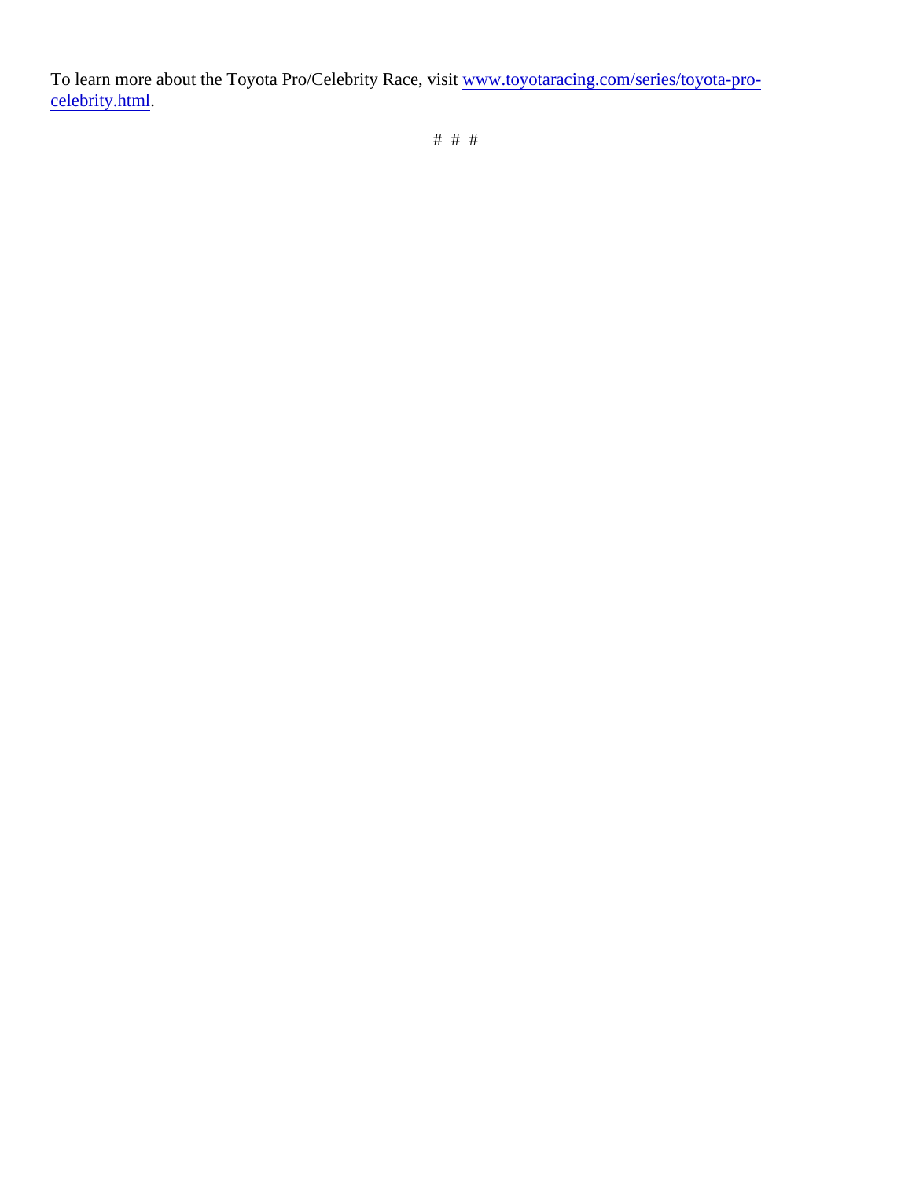To learn more about the Toyota Pro/Celebrity Race, visit [www.toyotaracing.com/series/toyota-pro-celebrity.html](http://www.toyotaracing.com/series/toyota-pro-celebrity.html).

# # #